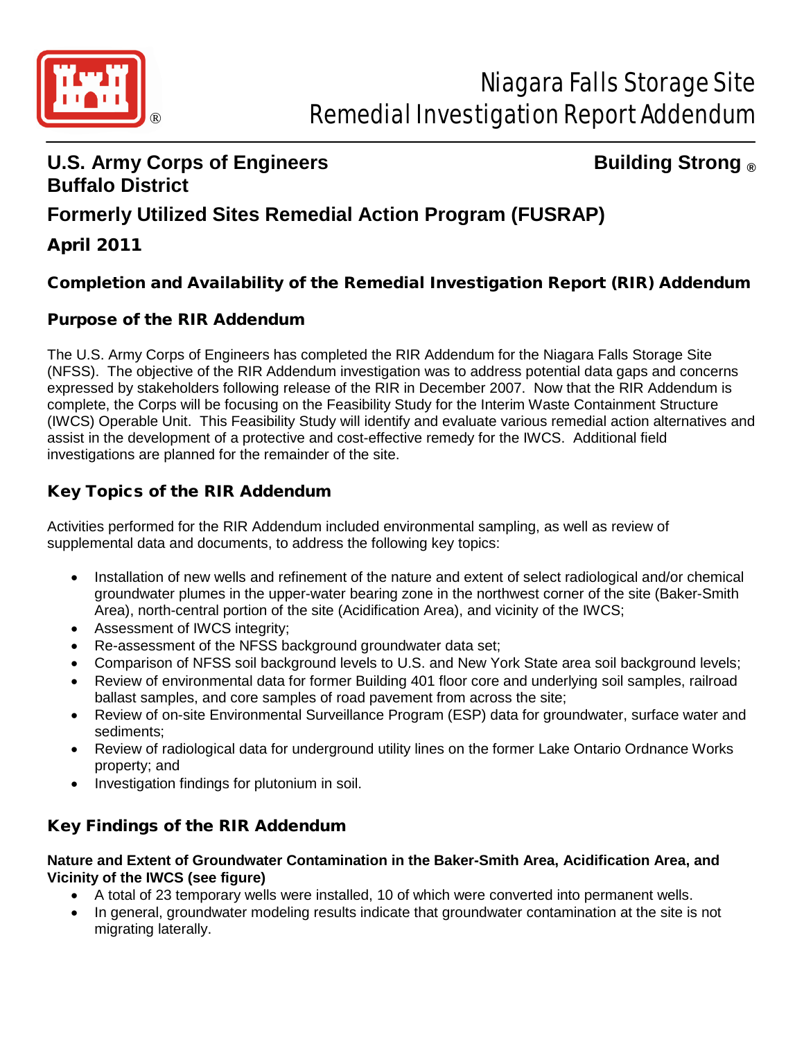# Niagara Falls Storage Site
# Remedial Investigation Report Addendum

**U.S. Army Corps of Engineers**
**Buffalo District** — **Building Strong ®**

## Formerly Utilized Sites Remedial Action Program (FUSRAP)

## April 2011

### Completion and Availability of the Remedial Investigation Report (RIR) Addendum

### Purpose of the RIR Addendum

The U.S. Army Corps of Engineers has completed the RIR Addendum for the Niagara Falls Storage Site (NFSS). The objective of the RIR Addendum investigation was to address potential data gaps and concerns expressed by stakeholders following release of the RIR in December 2007. Now that the RIR Addendum is complete, the Corps will be focusing on the Feasibility Study for the Interim Waste Containment Structure (IWCS) Operable Unit. This Feasibility Study will identify and evaluate various remedial action alternatives and assist in the development of a protective and cost-effective remedy for the IWCS. Additional field investigations are planned for the remainder of the site.

### Key Topics of the RIR Addendum

Activities performed for the RIR Addendum included environmental sampling, as well as review of supplemental data and documents, to address the following key topics:

- Installation of new wells and refinement of the nature and extent of select radiological and/or chemical groundwater plumes in the upper-water bearing zone in the northwest corner of the site (Baker-Smith Area), north-central portion of the site (Acidification Area), and vicinity of the IWCS;
- Assessment of IWCS integrity;
- Re-assessment of the NFSS background groundwater data set;
- Comparison of NFSS soil background levels to U.S. and New York State area soil background levels;
- Review of environmental data for former Building 401 floor core and underlying soil samples, railroad ballast samples, and core samples of road pavement from across the site;
- Review of on-site Environmental Surveillance Program (ESP) data for groundwater, surface water and sediments;
- Review of radiological data for underground utility lines on the former Lake Ontario Ordnance Works property; and
- Investigation findings for plutonium in soil.

### Key Findings of the RIR Addendum

**Nature and Extent of Groundwater Contamination in the Baker-Smith Area, Acidification Area, and Vicinity of the IWCS (see figure)**

- A total of 23 temporary wells were installed, 10 of which were converted into permanent wells.
- In general, groundwater modeling results indicate that groundwater contamination at the site is not migrating laterally.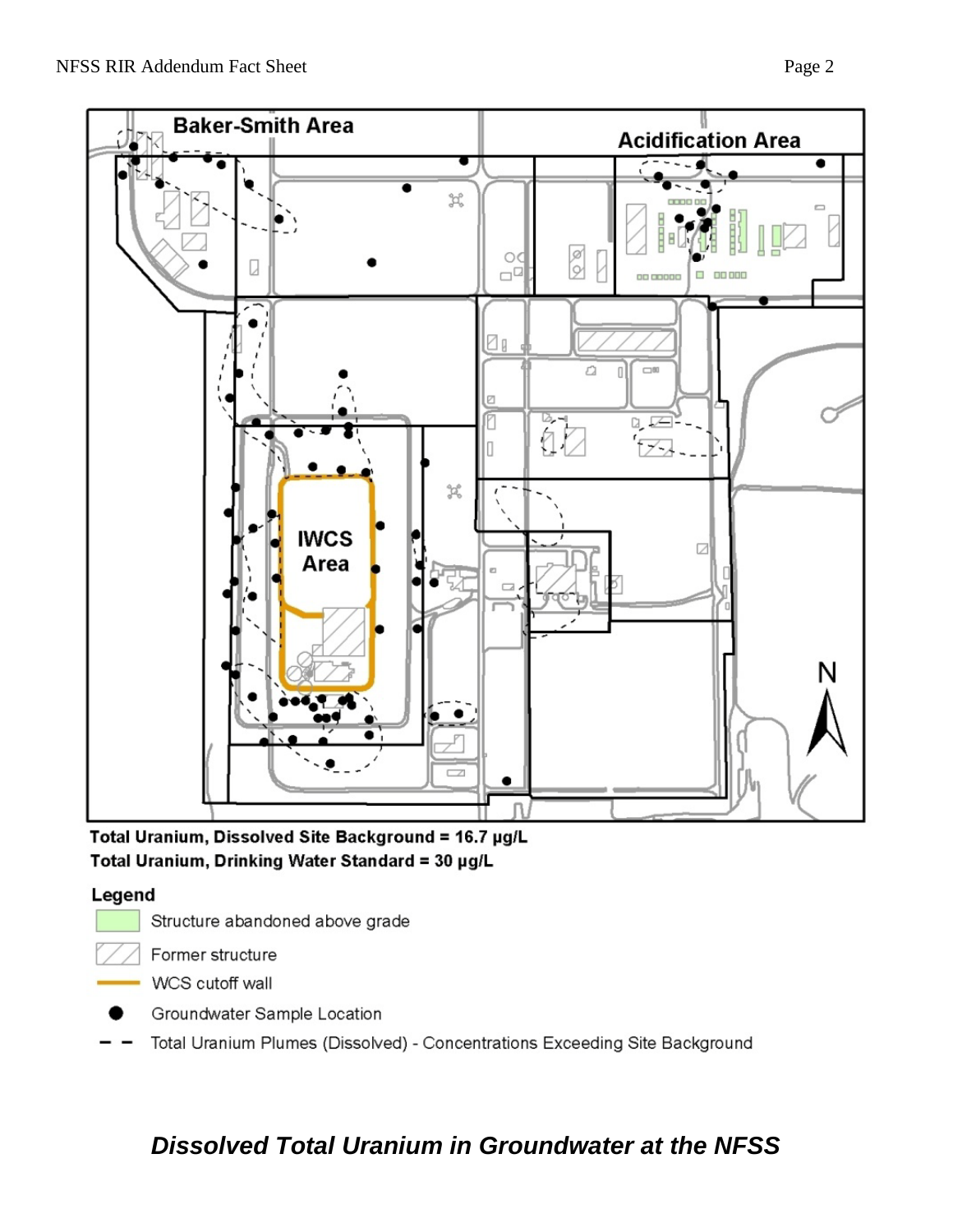Baker-Smith Area

Acidification Area

IWCS Area

N

Total Uranium, Dissolved Site Background = 16.7 µg/L

Total Uranium, Drinking Water Standard = 30 µg/L

Legend

Structure abandoned above grade

Former structure

WCS cutoff wall

Groundwater Sample Location

Total Uranium Plumes (Dissolved) - Concentrations Exceeding Site Background

***Dissolved Total Uranium in Groundwater at the NFSS***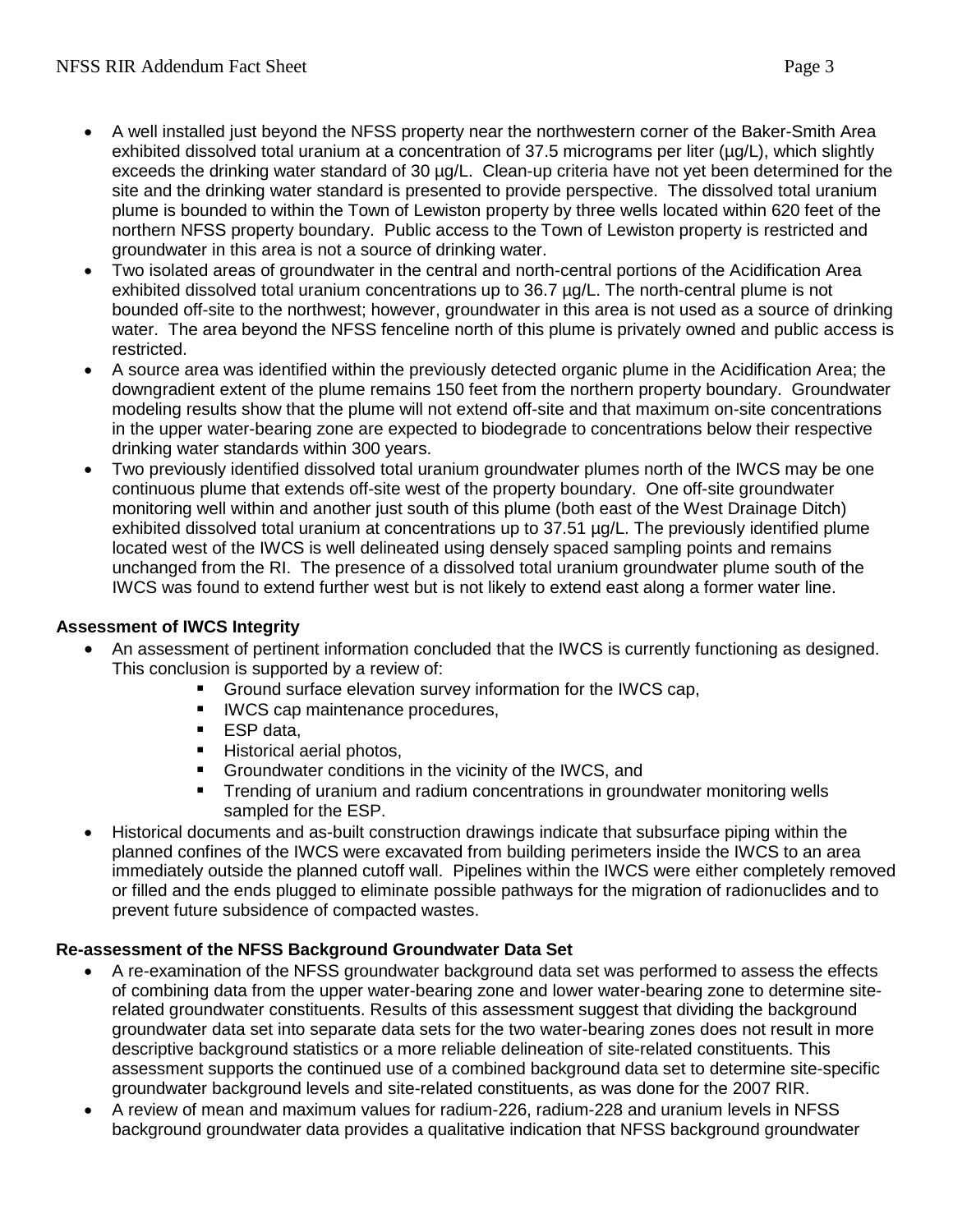- A well installed just beyond the NFSS property near the northwestern corner of the Baker-Smith Area exhibited dissolved total uranium at a concentration of 37.5 micrograms per liter (µg/L), which slightly exceeds the drinking water standard of 30 µg/L. Clean-up criteria have not yet been determined for the site and the drinking water standard is presented to provide perspective. The dissolved total uranium plume is bounded to within the Town of Lewiston property by three wells located within 620 feet of the northern NFSS property boundary. Public access to the Town of Lewiston property is restricted and groundwater in this area is not a source of drinking water.
- Two isolated areas of groundwater in the central and north-central portions of the Acidification Area exhibited dissolved total uranium concentrations up to 36.7 µg/L. The north-central plume is not bounded off-site to the northwest; however, groundwater in this area is not used as a source of drinking water. The area beyond the NFSS fenceline north of this plume is privately owned and public access is restricted.
- A source area was identified within the previously detected organic plume in the Acidification Area; the downgradient extent of the plume remains 150 feet from the northern property boundary. Groundwater modeling results show that the plume will not extend off-site and that maximum on-site concentrations in the upper water-bearing zone are expected to biodegrade to concentrations below their respective drinking water standards within 300 years.
- Two previously identified dissolved total uranium groundwater plumes north of the IWCS may be one continuous plume that extends off-site west of the property boundary. One off-site groundwater monitoring well within and another just south of this plume (both east of the West Drainage Ditch) exhibited dissolved total uranium at concentrations up to 37.51 µg/L. The previously identified plume located west of the IWCS is well delineated using densely spaced sampling points and remains unchanged from the RI. The presence of a dissolved total uranium groundwater plume south of the IWCS was found to extend further west but is not likely to extend east along a former water line.

**Assessment of IWCS Integrity**

- An assessment of pertinent information concluded that the IWCS is currently functioning as designed. This conclusion is supported by a review of:
  - Ground surface elevation survey information for the IWCS cap,
  - IWCS cap maintenance procedures,
  - ESP data,
  - Historical aerial photos,
  - Groundwater conditions in the vicinity of the IWCS, and
  - Trending of uranium and radium concentrations in groundwater monitoring wells sampled for the ESP.
- Historical documents and as-built construction drawings indicate that subsurface piping within the planned confines of the IWCS were excavated from building perimeters inside the IWCS to an area immediately outside the planned cutoff wall. Pipelines within the IWCS were either completely removed or filled and the ends plugged to eliminate possible pathways for the migration of radionuclides and to prevent future subsidence of compacted wastes.

**Re-assessment of the NFSS Background Groundwater Data Set**

- A re-examination of the NFSS groundwater background data set was performed to assess the effects of combining data from the upper water-bearing zone and lower water-bearing zone to determine site-related groundwater constituents. Results of this assessment suggest that dividing the background groundwater data set into separate data sets for the two water-bearing zones does not result in more descriptive background statistics or a more reliable delineation of site-related constituents. This assessment supports the continued use of a combined background data set to determine site-specific groundwater background levels and site-related constituents, as was done for the 2007 RIR.
- A review of mean and maximum values for radium-226, radium-228 and uranium levels in NFSS background groundwater data provides a qualitative indication that NFSS background groundwater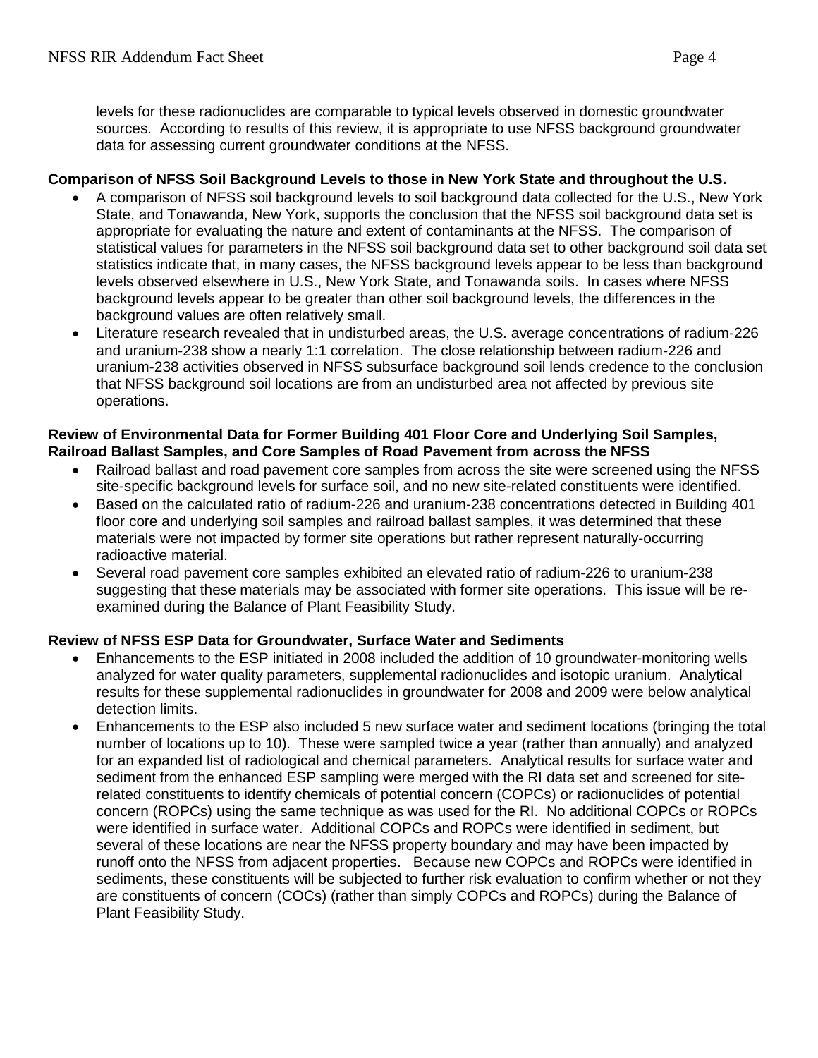levels for these radionuclides are comparable to typical levels observed in domestic groundwater sources. According to results of this review, it is appropriate to use NFSS background groundwater data for assessing current groundwater conditions at the NFSS.

**Comparison of NFSS Soil Background Levels to those in New York State and throughout the U.S.**

- A comparison of NFSS soil background levels to soil background data collected for the U.S., New York State, and Tonawanda, New York, supports the conclusion that the NFSS soil background data set is appropriate for evaluating the nature and extent of contaminants at the NFSS. The comparison of statistical values for parameters in the NFSS soil background data set to other background soil data set statistics indicate that, in many cases, the NFSS background levels appear to be less than background levels observed elsewhere in U.S., New York State, and Tonawanda soils. In cases where NFSS background levels appear to be greater than other soil background levels, the differences in the background values are often relatively small.
- Literature research revealed that in undisturbed areas, the U.S. average concentrations of radium-226 and uranium-238 show a nearly 1:1 correlation. The close relationship between radium-226 and uranium-238 activities observed in NFSS subsurface background soil lends credence to the conclusion that NFSS background soil locations are from an undisturbed area not affected by previous site operations.

**Review of Environmental Data for Former Building 401 Floor Core and Underlying Soil Samples, Railroad Ballast Samples, and Core Samples of Road Pavement from across the NFSS**

- Railroad ballast and road pavement core samples from across the site were screened using the NFSS site-specific background levels for surface soil, and no new site-related constituents were identified.
- Based on the calculated ratio of radium-226 and uranium-238 concentrations detected in Building 401 floor core and underlying soil samples and railroad ballast samples, it was determined that these materials were not impacted by former site operations but rather represent naturally-occurring radioactive material.
- Several road pavement core samples exhibited an elevated ratio of radium-226 to uranium-238 suggesting that these materials may be associated with former site operations. This issue will be re-examined during the Balance of Plant Feasibility Study.

**Review of NFSS ESP Data for Groundwater, Surface Water and Sediments**

- Enhancements to the ESP initiated in 2008 included the addition of 10 groundwater-monitoring wells analyzed for water quality parameters, supplemental radionuclides and isotopic uranium. Analytical results for these supplemental radionuclides in groundwater for 2008 and 2009 were below analytical detection limits.
- Enhancements to the ESP also included 5 new surface water and sediment locations (bringing the total number of locations up to 10). These were sampled twice a year (rather than annually) and analyzed for an expanded list of radiological and chemical parameters. Analytical results for surface water and sediment from the enhanced ESP sampling were merged with the RI data set and screened for site-related constituents to identify chemicals of potential concern (COPCs) or radionuclides of potential concern (ROPCs) using the same technique as was used for the RI. No additional COPCs or ROPCs were identified in surface water. Additional COPCs and ROPCs were identified in sediment, but several of these locations are near the NFSS property boundary and may have been impacted by runoff onto the NFSS from adjacent properties. Because new COPCs and ROPCs were identified in sediments, these constituents will be subjected to further risk evaluation to confirm whether or not they are constituents of concern (COCs) (rather than simply COPCs and ROPCs) during the Balance of Plant Feasibility Study.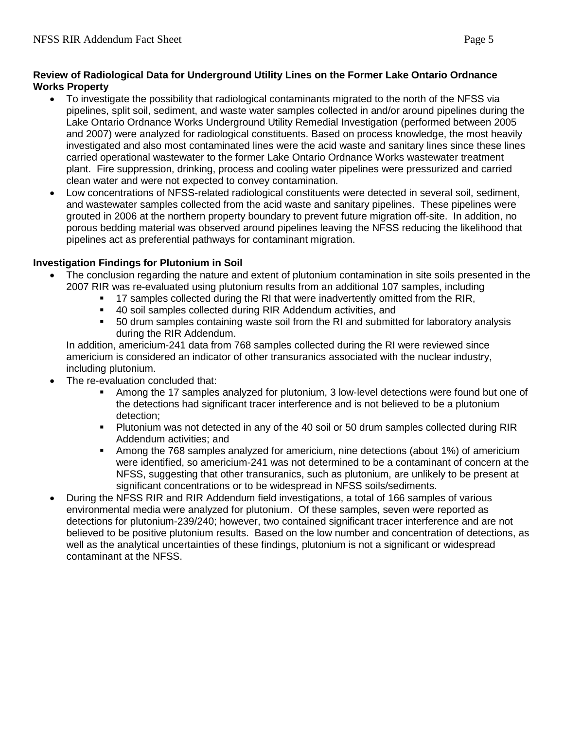**Review of Radiological Data for Underground Utility Lines on the Former Lake Ontario Ordnance Works Property**

- To investigate the possibility that radiological contaminants migrated to the north of the NFSS via pipelines, split soil, sediment, and waste water samples collected in and/or around pipelines during the Lake Ontario Ordnance Works Underground Utility Remedial Investigation (performed between 2005 and 2007) were analyzed for radiological constituents. Based on process knowledge, the most heavily investigated and also most contaminated lines were the acid waste and sanitary lines since these lines carried operational wastewater to the former Lake Ontario Ordnance Works wastewater treatment plant. Fire suppression, drinking, process and cooling water pipelines were pressurized and carried clean water and were not expected to convey contamination.
- Low concentrations of NFSS-related radiological constituents were detected in several soil, sediment, and wastewater samples collected from the acid waste and sanitary pipelines. These pipelines were grouted in 2006 at the northern property boundary to prevent future migration off-site. In addition, no porous bedding material was observed around pipelines leaving the NFSS reducing the likelihood that pipelines act as preferential pathways for contaminant migration.

**Investigation Findings for Plutonium in Soil**

- The conclusion regarding the nature and extent of plutonium contamination in site soils presented in the 2007 RIR was re-evaluated using plutonium results from an additional 107 samples, including
  - 17 samples collected during the RI that were inadvertently omitted from the RIR,
  - 40 soil samples collected during RIR Addendum activities, and
  - 50 drum samples containing waste soil from the RI and submitted for laboratory analysis during the RIR Addendum.

  In addition, americium-241 data from 768 samples collected during the RI were reviewed since americium is considered an indicator of other transuranics associated with the nuclear industry, including plutonium.
- The re-evaluation concluded that:
  - Among the 17 samples analyzed for plutonium, 3 low-level detections were found but one of the detections had significant tracer interference and is not believed to be a plutonium detection;
  - Plutonium was not detected in any of the 40 soil or 50 drum samples collected during RIR Addendum activities; and
  - Among the 768 samples analyzed for americium, nine detections (about 1%) of americium were identified, so americium-241 was not determined to be a contaminant of concern at the NFSS, suggesting that other transuranics, such as plutonium, are unlikely to be present at significant concentrations or to be widespread in NFSS soils/sediments.
- During the NFSS RIR and RIR Addendum field investigations, a total of 166 samples of various environmental media were analyzed for plutonium. Of these samples, seven were reported as detections for plutonium-239/240; however, two contained significant tracer interference and are not believed to be positive plutonium results. Based on the low number and concentration of detections, as well as the analytical uncertainties of these findings, plutonium is not a significant or widespread contaminant at the NFSS.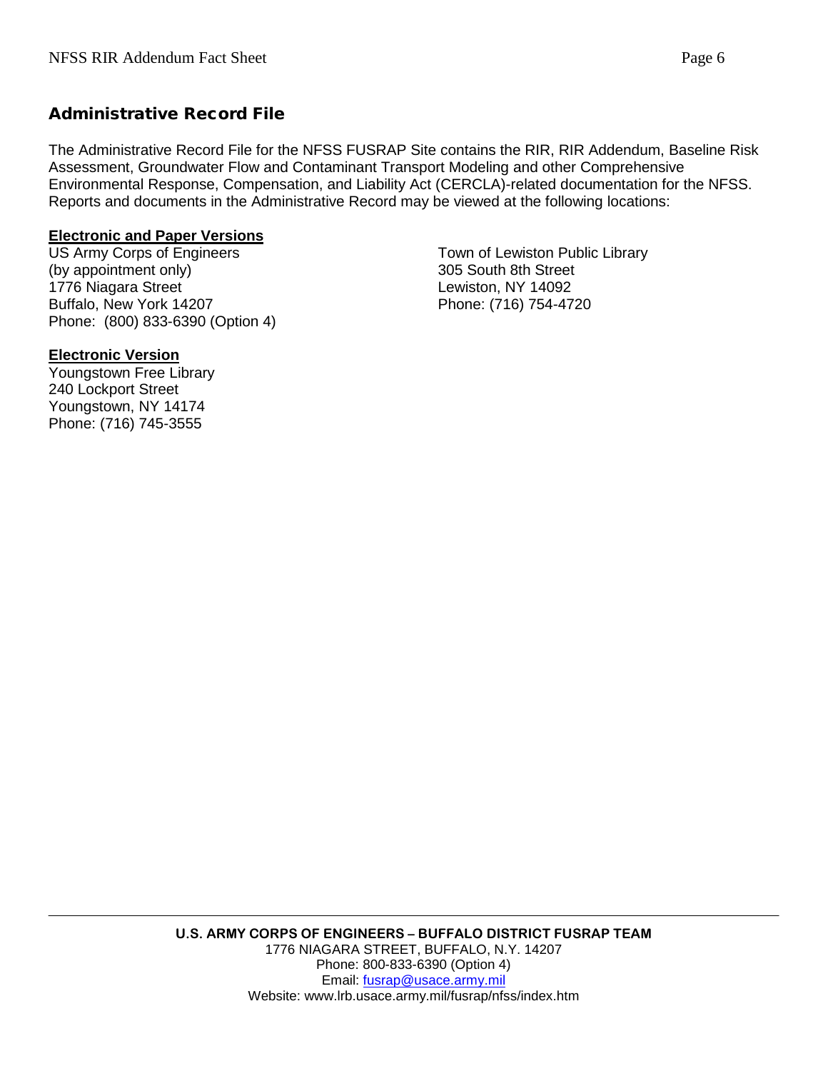## Administrative Record File

The Administrative Record File for the NFSS FUSRAP Site contains the RIR, RIR Addendum, Baseline Risk Assessment, Groundwater Flow and Contaminant Transport Modeling and other Comprehensive Environmental Response, Compensation, and Liability Act (CERCLA)-related documentation for the NFSS. Reports and documents in the Administrative Record may be viewed at the following locations:

**Electronic and Paper Versions**

US Army Corps of Engineers
(by appointment only)
1776 Niagara Street
Buffalo, New York 14207
Phone: (800) 833-6390 (Option 4)

Town of Lewiston Public Library
305 South 8th Street
Lewiston, NY 14092
Phone: (716) 754-4720

**Electronic Version**

Youngstown Free Library
240 Lockport Street
Youngstown, NY 14174
Phone: (716) 745-3555

**U.S. ARMY CORPS OF ENGINEERS – BUFFALO DISTRICT FUSRAP TEAM**
1776 NIAGARA STREET, BUFFALO, N.Y. 14207
Phone: 800-833-6390 (Option 4)
Email: fusrap@usace.army.mil
Website: www.lrb.usace.army.mil/fusrap/nfss/index.htm